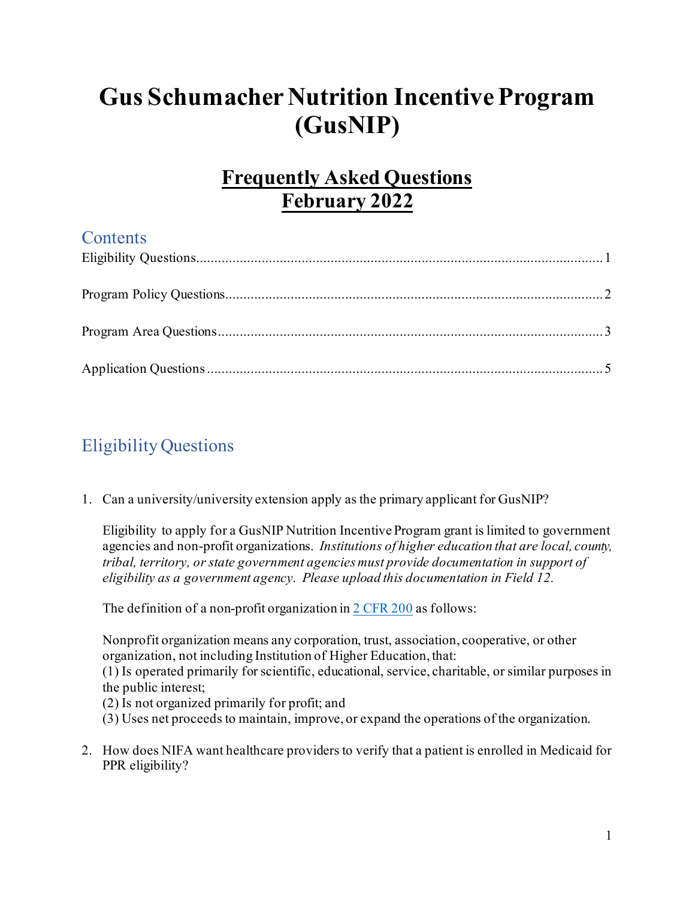# Gus Schumacher Nutrition Incentive Program (GusNIP)

## Frequently Asked Questions
## February 2022

## Contents

Eligibility Questions................................................................................................................1

Program Policy Questions........................................................................................................2

Program Area Questions..........................................................................................................3

Application Questions.............................................................................................................5

## Eligibility Questions

1. Can a university/university extension apply as the primary applicant for GusNIP?

   Eligibility to apply for a GusNIP Nutrition Incentive Program grant is limited to government agencies and non-profit organizations. *Institutions of higher education that are local, county, tribal, territory, or state government agencies must provide documentation in support of eligibility as a government agency. Please upload this documentation in Field 12.*

   The definition of a non-profit organization in 2 CFR 200 as follows:

   Nonprofit organization means any corporation, trust, association, cooperative, or other organization, not including Institution of Higher Education, that:
   (1) Is operated primarily for scientific, educational, service, charitable, or similar purposes in the public interest;
   (2) Is not organized primarily for profit; and
   (3) Uses net proceeds to maintain, improve, or expand the operations of the organization.

2. How does NIFA want healthcare providers to verify that a patient is enrolled in Medicaid for PPR eligibility?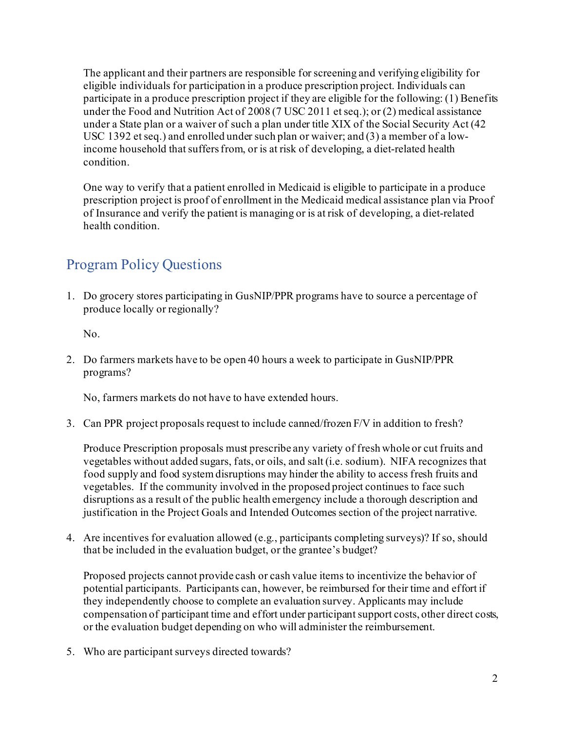The applicant and their partners are responsible for screening and verifying eligibility for eligible individuals for participation in a produce prescription project. Individuals can participate in a produce prescription project if they are eligible for the following: (1) Benefits under the Food and Nutrition Act of 2008 (7 USC 2011 et seq.); or (2) medical assistance under a State plan or a waiver of such a plan under title XIX of the Social Security Act (42 USC 1392 et seq.) and enrolled under such plan or waiver; and (3) a member of a low-income household that suffers from, or is at risk of developing, a diet-related health condition.

One way to verify that a patient enrolled in Medicaid is eligible to participate in a produce prescription project is proof of enrollment in the Medicaid medical assistance plan via Proof of Insurance and verify the patient is managing or is at risk of developing, a diet-related health condition.

## Program Policy Questions

1. Do grocery stores participating in GusNIP/PPR programs have to source a percentage of produce locally or regionally?

   No.

2. Do farmers markets have to be open 40 hours a week to participate in GusNIP/PPR programs?

   No, farmers markets do not have to have extended hours.

3. Can PPR project proposals request to include canned/frozen F/V in addition to fresh?

   Produce Prescription proposals must prescribe any variety of fresh whole or cut fruits and vegetables without added sugars, fats, or oils, and salt (i.e. sodium). NIFA recognizes that food supply and food system disruptions may hinder the ability to access fresh fruits and vegetables. If the community involved in the proposed project continues to face such disruptions as a result of the public health emergency include a thorough description and justification in the Project Goals and Intended Outcomes section of the project narrative.

4. Are incentives for evaluation allowed (e.g., participants completing surveys)? If so, should that be included in the evaluation budget, or the grantee's budget?

   Proposed projects cannot provide cash or cash value items to incentivize the behavior of potential participants. Participants can, however, be reimbursed for their time and effort if they independently choose to complete an evaluation survey. Applicants may include compensation of participant time and effort under participant support costs, other direct costs, or the evaluation budget depending on who will administer the reimbursement.

5. Who are participant surveys directed towards?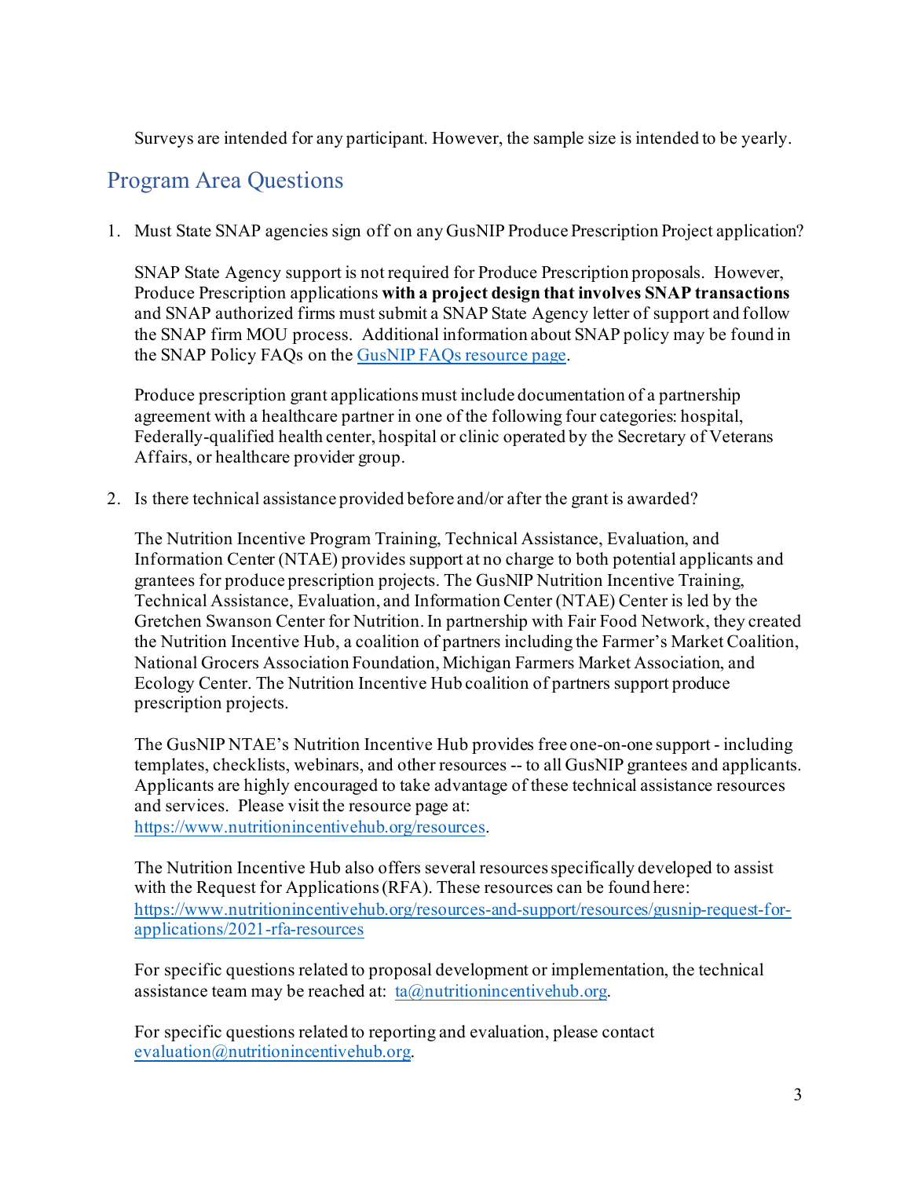Surveys are intended for any participant. However, the sample size is intended to be yearly.

## Program Area Questions

1. Must State SNAP agencies sign off on any GusNIP Produce Prescription Project application?

   SNAP State Agency support is not required for Produce Prescription proposals. However, Produce Prescription applications **with a project design that involves SNAP transactions** and SNAP authorized firms must submit a SNAP State Agency letter of support and follow the SNAP firm MOU process. Additional information about SNAP policy may be found in the SNAP Policy FAQs on the GusNIP FAQs resource page.

   Produce prescription grant applications must include documentation of a partnership agreement with a healthcare partner in one of the following four categories: hospital, Federally-qualified health center, hospital or clinic operated by the Secretary of Veterans Affairs, or healthcare provider group.

2. Is there technical assistance provided before and/or after the grant is awarded?

   The Nutrition Incentive Program Training, Technical Assistance, Evaluation, and Information Center (NTAE) provides support at no charge to both potential applicants and grantees for produce prescription projects. The GusNIP Nutrition Incentive Training, Technical Assistance, Evaluation, and Information Center (NTAE) Center is led by the Gretchen Swanson Center for Nutrition. In partnership with Fair Food Network, they created the Nutrition Incentive Hub, a coalition of partners including the Farmer's Market Coalition, National Grocers Association Foundation, Michigan Farmers Market Association, and Ecology Center. The Nutrition Incentive Hub coalition of partners support produce prescription projects.

   The GusNIP NTAE's Nutrition Incentive Hub provides free one-on-one support - including templates, checklists, webinars, and other resources -- to all GusNIP grantees and applicants. Applicants are highly encouraged to take advantage of these technical assistance resources and services. Please visit the resource page at: https://www.nutritionincentivehub.org/resources.

   The Nutrition Incentive Hub also offers several resources specifically developed to assist with the Request for Applications (RFA). These resources can be found here: https://www.nutritionincentivehub.org/resources-and-support/resources/gusnip-request-for-applications/2021-rfa-resources

   For specific questions related to proposal development or implementation, the technical assistance team may be reached at: ta@nutritionincentivehub.org.

   For specific questions related to reporting and evaluation, please contact evaluation@nutritionincentivehub.org.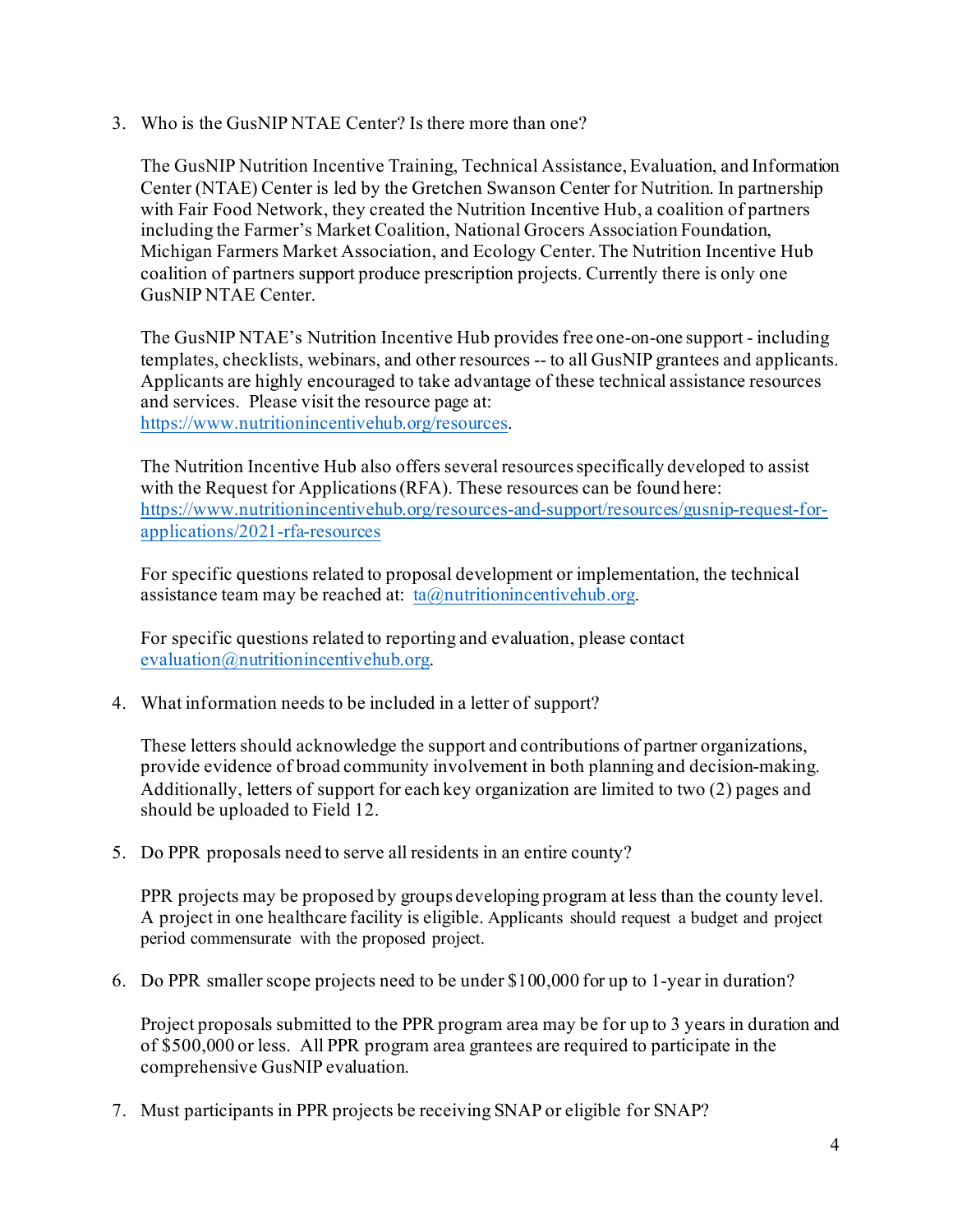3. Who is the GusNIP NTAE Center? Is there more than one?

   The GusNIP Nutrition Incentive Training, Technical Assistance, Evaluation, and Information Center (NTAE) Center is led by the Gretchen Swanson Center for Nutrition. In partnership with Fair Food Network, they created the Nutrition Incentive Hub, a coalition of partners including the Farmer's Market Coalition, National Grocers Association Foundation, Michigan Farmers Market Association, and Ecology Center. The Nutrition Incentive Hub coalition of partners support produce prescription projects. Currently there is only one GusNIP NTAE Center.

   The GusNIP NTAE's Nutrition Incentive Hub provides free one-on-one support - including templates, checklists, webinars, and other resources -- to all GusNIP grantees and applicants. Applicants are highly encouraged to take advantage of these technical assistance resources and services. Please visit the resource page at: https://www.nutritionincentivehub.org/resources.

   The Nutrition Incentive Hub also offers several resources specifically developed to assist with the Request for Applications (RFA). These resources can be found here: https://www.nutritionincentivehub.org/resources-and-support/resources/gusnip-request-for-applications/2021-rfa-resources

   For specific questions related to proposal development or implementation, the technical assistance team may be reached at: ta@nutritionincentivehub.org.

   For specific questions related to reporting and evaluation, please contact evaluation@nutritionincentivehub.org.

4. What information needs to be included in a letter of support?

   These letters should acknowledge the support and contributions of partner organizations, provide evidence of broad community involvement in both planning and decision-making. Additionally, letters of support for each key organization are limited to two (2) pages and should be uploaded to Field 12.

5. Do PPR proposals need to serve all residents in an entire county?

   PPR projects may be proposed by groups developing program at less than the county level. A project in one healthcare facility is eligible. Applicants should request a budget and project period commensurate with the proposed project.

6. Do PPR smaller scope projects need to be under $100,000 for up to 1-year in duration?

   Project proposals submitted to the PPR program area may be for up to 3 years in duration and of $500,000 or less. All PPR program area grantees are required to participate in the comprehensive GusNIP evaluation.

7. Must participants in PPR projects be receiving SNAP or eligible for SNAP?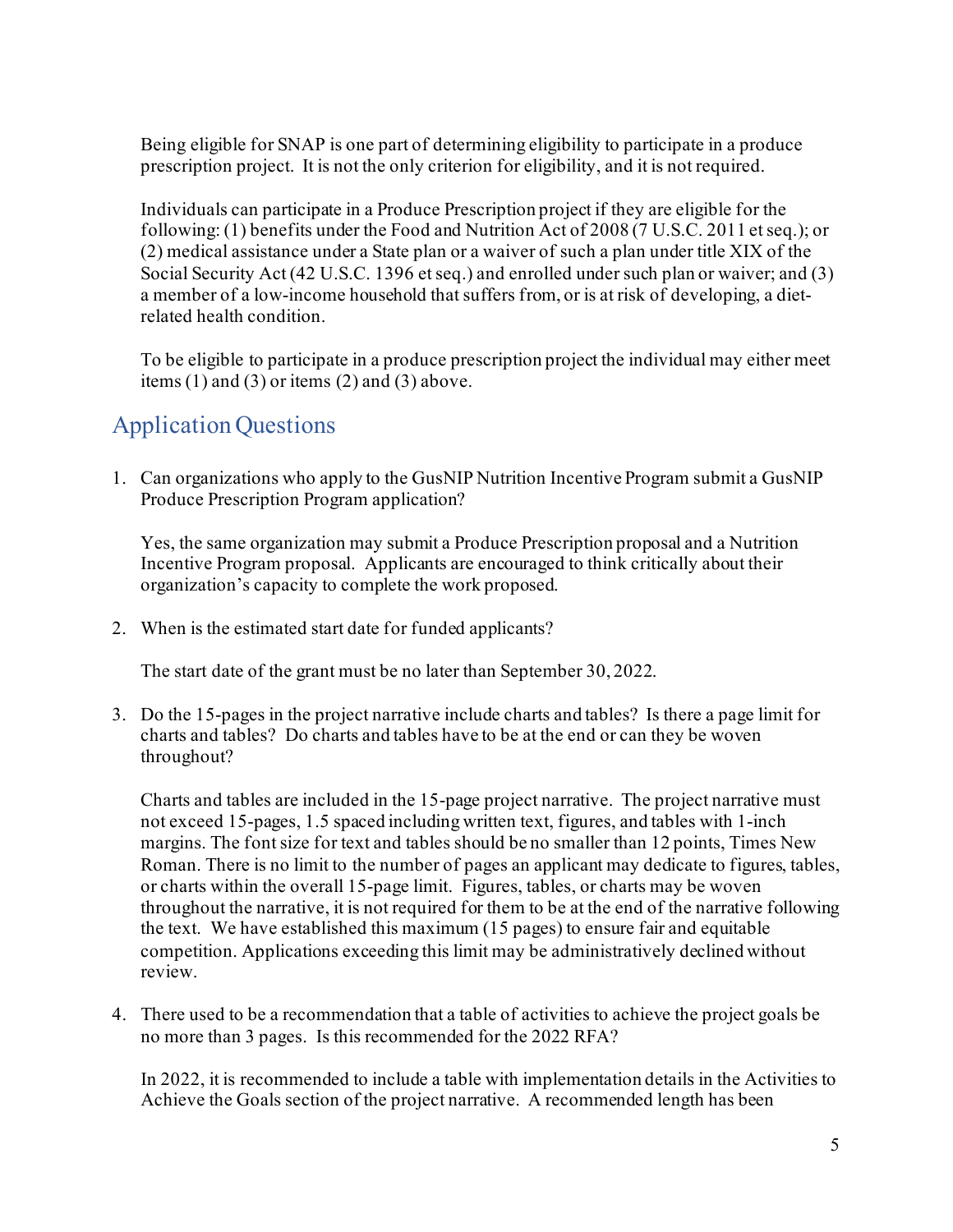Being eligible for SNAP is one part of determining eligibility to participate in a produce prescription project. It is not the only criterion for eligibility, and it is not required.

Individuals can participate in a Produce Prescription project if they are eligible for the following: (1) benefits under the Food and Nutrition Act of 2008 (7 U.S.C. 2011 et seq.); or (2) medical assistance under a State plan or a waiver of such a plan under title XIX of the Social Security Act (42 U.S.C. 1396 et seq.) and enrolled under such plan or waiver; and (3) a member of a low-income household that suffers from, or is at risk of developing, a diet-related health condition.

To be eligible to participate in a produce prescription project the individual may either meet items (1) and (3) or items (2) and (3) above.

## Application Questions

1. Can organizations who apply to the GusNIP Nutrition Incentive Program submit a GusNIP Produce Prescription Program application?

   Yes, the same organization may submit a Produce Prescription proposal and a Nutrition Incentive Program proposal. Applicants are encouraged to think critically about their organization's capacity to complete the work proposed.

2. When is the estimated start date for funded applicants?

   The start date of the grant must be no later than September 30, 2022.

3. Do the 15-pages in the project narrative include charts and tables? Is there a page limit for charts and tables? Do charts and tables have to be at the end or can they be woven throughout?

   Charts and tables are included in the 15-page project narrative. The project narrative must not exceed 15-pages, 1.5 spaced including written text, figures, and tables with 1-inch margins. The font size for text and tables should be no smaller than 12 points, Times New Roman. There is no limit to the number of pages an applicant may dedicate to figures, tables, or charts within the overall 15-page limit. Figures, tables, or charts may be woven throughout the narrative, it is not required for them to be at the end of the narrative following the text. We have established this maximum (15 pages) to ensure fair and equitable competition. Applications exceeding this limit may be administratively declined without review.

4. There used to be a recommendation that a table of activities to achieve the project goals be no more than 3 pages. Is this recommended for the 2022 RFA?

   In 2022, it is recommended to include a table with implementation details in the Activities to Achieve the Goals section of the project narrative. A recommended length has been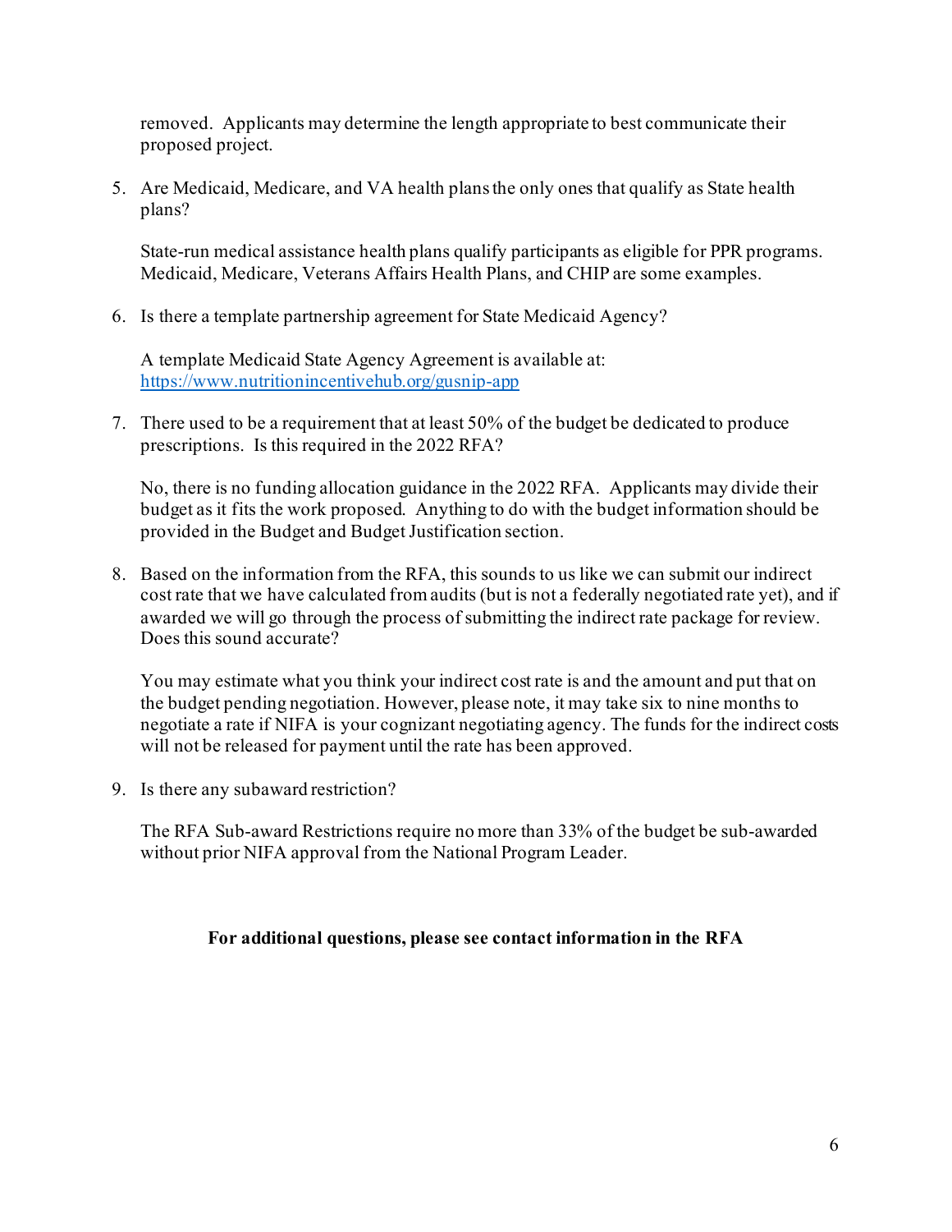removed. Applicants may determine the length appropriate to best communicate their proposed project.

5. Are Medicaid, Medicare, and VA health plans the only ones that qualify as State health plans?

   State-run medical assistance health plans qualify participants as eligible for PPR programs. Medicaid, Medicare, Veterans Affairs Health Plans, and CHIP are some examples.

6. Is there a template partnership agreement for State Medicaid Agency?

   A template Medicaid State Agency Agreement is available at: [https://www.nutritionincentivehub.org/gusnip-app](https://www.nutritionincentivehub.org/gusnip-app)

7. There used to be a requirement that at least 50% of the budget be dedicated to produce prescriptions. Is this required in the 2022 RFA?

   No, there is no funding allocation guidance in the 2022 RFA. Applicants may divide their budget as it fits the work proposed. Anything to do with the budget information should be provided in the Budget and Budget Justification section.

8. Based on the information from the RFA, this sounds to us like we can submit our indirect cost rate that we have calculated from audits (but is not a federally negotiated rate yet), and if awarded we will go through the process of submitting the indirect rate package for review. Does this sound accurate?

   You may estimate what you think your indirect cost rate is and the amount and put that on the budget pending negotiation. However, please note, it may take six to nine months to negotiate a rate if NIFA is your cognizant negotiating agency. The funds for the indirect costs will not be released for payment until the rate has been approved.

9. Is there any subaward restriction?

   The RFA Sub-award Restrictions require no more than 33% of the budget be sub-awarded without prior NIFA approval from the National Program Leader.

**For additional questions, please see contact information in the RFA**